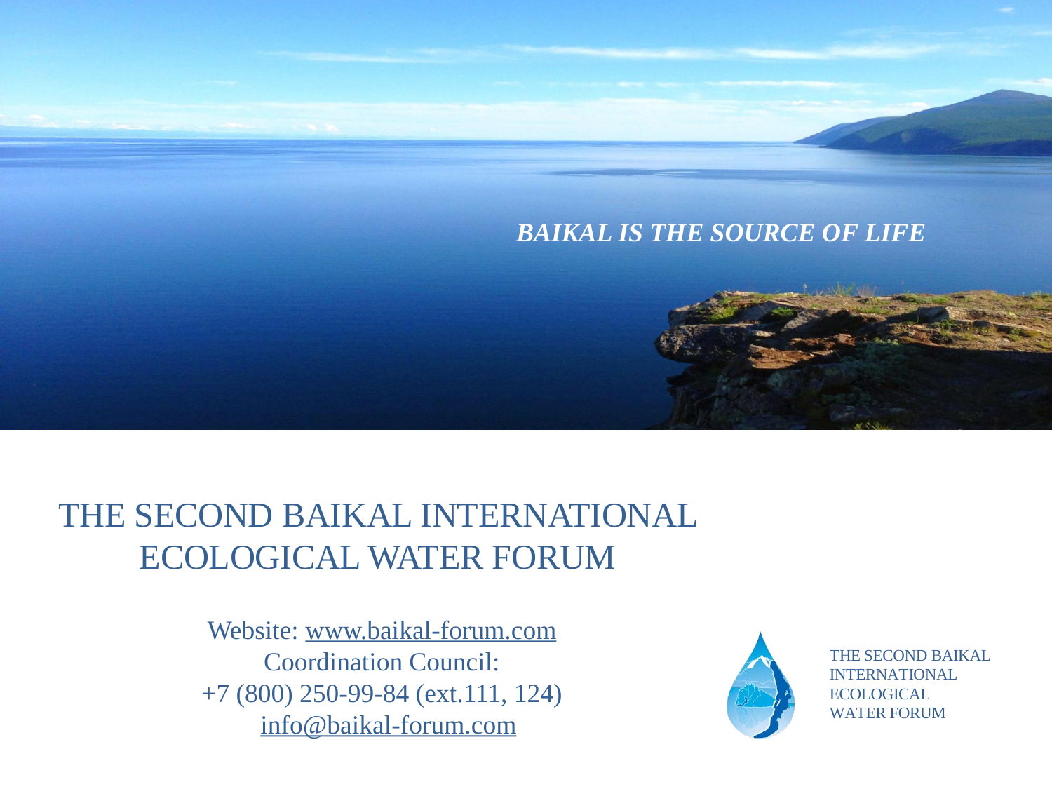*BAIKAL IS THE SOURCE OF LIFE*

# THE SECOND BAIKAL INTERNATIONAL ECOLOGICAL WATER FORUM

Website: www.baikal-forum.com
Coordination Council:
+7 (800) 250-99-84 (ext.111, 124)
info@baikal-forum.com

THE SECOND BAIKAL INTERNATIONAL ECOLOGICAL WATER FORUM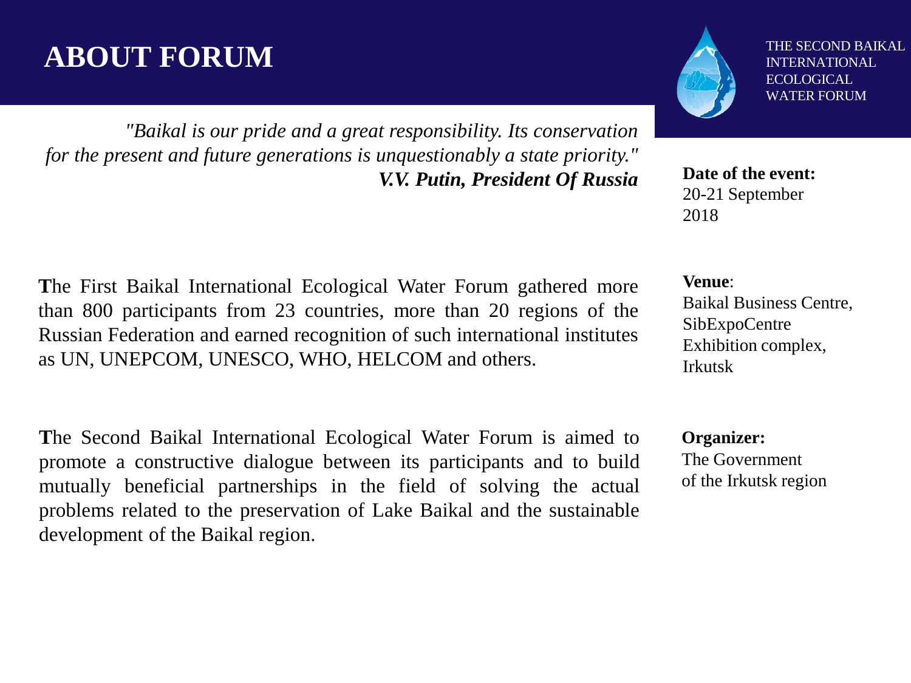# ABOUT FORUM

THE SECOND BAIKAL INTERNATIONAL ECOLOGICAL WATER FORUM

*"Baikal is our pride and a great responsibility. Its conservation for the present and future generations is unquestionably a state priority."*
***V.V. Putin, President Of Russia***

**The** First Baikal International Ecological Water Forum gathered more than 800 participants from 23 countries, more than 20 regions of the Russian Federation and earned recognition of such international institutes as UN, UNEPCOM, UNESCO, WHO, HELCOM and others.

**The** Second Baikal International Ecological Water Forum is aimed to promote a constructive dialogue between its participants and to build mutually beneficial partnerships in the field of solving the actual problems related to the preservation of Lake Baikal and the sustainable development of the Baikal region.

**Date of the event:**
20-21 September 2018

**Venue**:
Baikal Business Centre, SibExpoCentre Exhibition complex, Irkutsk

**Organizer:**
The Government of the Irkutsk region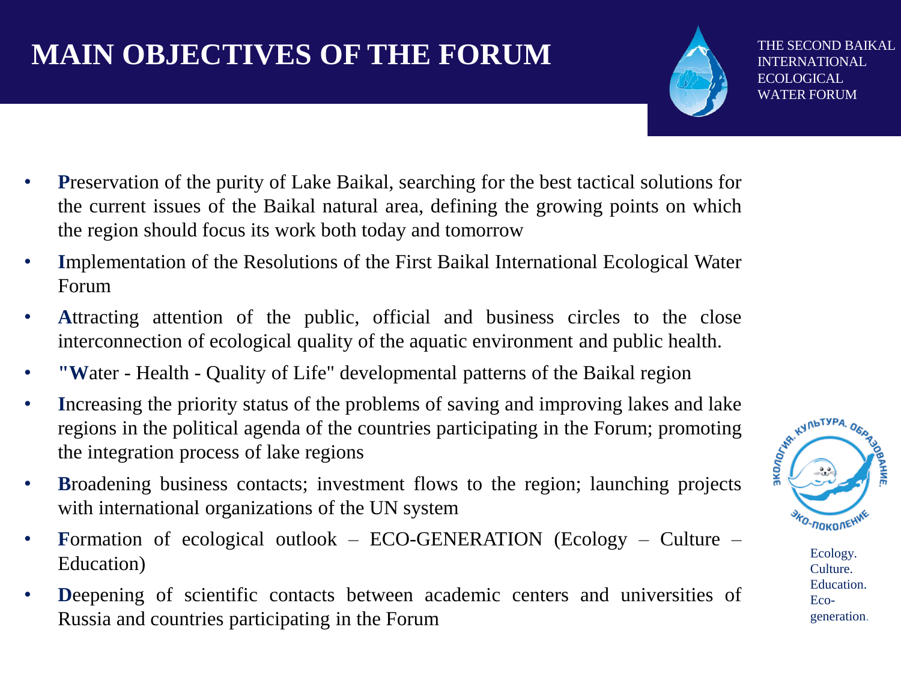# MAIN OBJECTIVES OF THE FORUM

THE SECOND BAIKAL INTERNATIONAL ECOLOGICAL WATER FORUM

- **P**reservation of the purity of Lake Baikal, searching for the best tactical solutions for the current issues of the Baikal natural area, defining the growing points on which the region should focus its work both today and tomorrow
- **I**mplementation of the Resolutions of the First Baikal International Ecological Water Forum
- **A**ttracting attention of the public, official and business circles to the close interconnection of ecological quality of the aquatic environment and public health.
- **"W**ater - Health - Quality of Life" developmental patterns of the Baikal region
- **I**ncreasing the priority status of the problems of saving and improving lakes and lake regions in the political agenda of the countries participating in the Forum; promoting the integration process of lake regions
- **B**roadening business contacts; investment flows to the region; launching projects with international organizations of the UN system
- **F**ormation of ecological outlook – ECO-GENERATION (Ecology – Culture – Education)
- **D**eepening of scientific contacts between academic centers and universities of Russia and countries participating in the Forum

ЭКОЛОГИЯ. КУЛЬТУРА. ОБРАЗОВАНИЕ. ЭКО-ПОКОЛЕНИЕ

Ecology. Culture. Education. Eco-generation.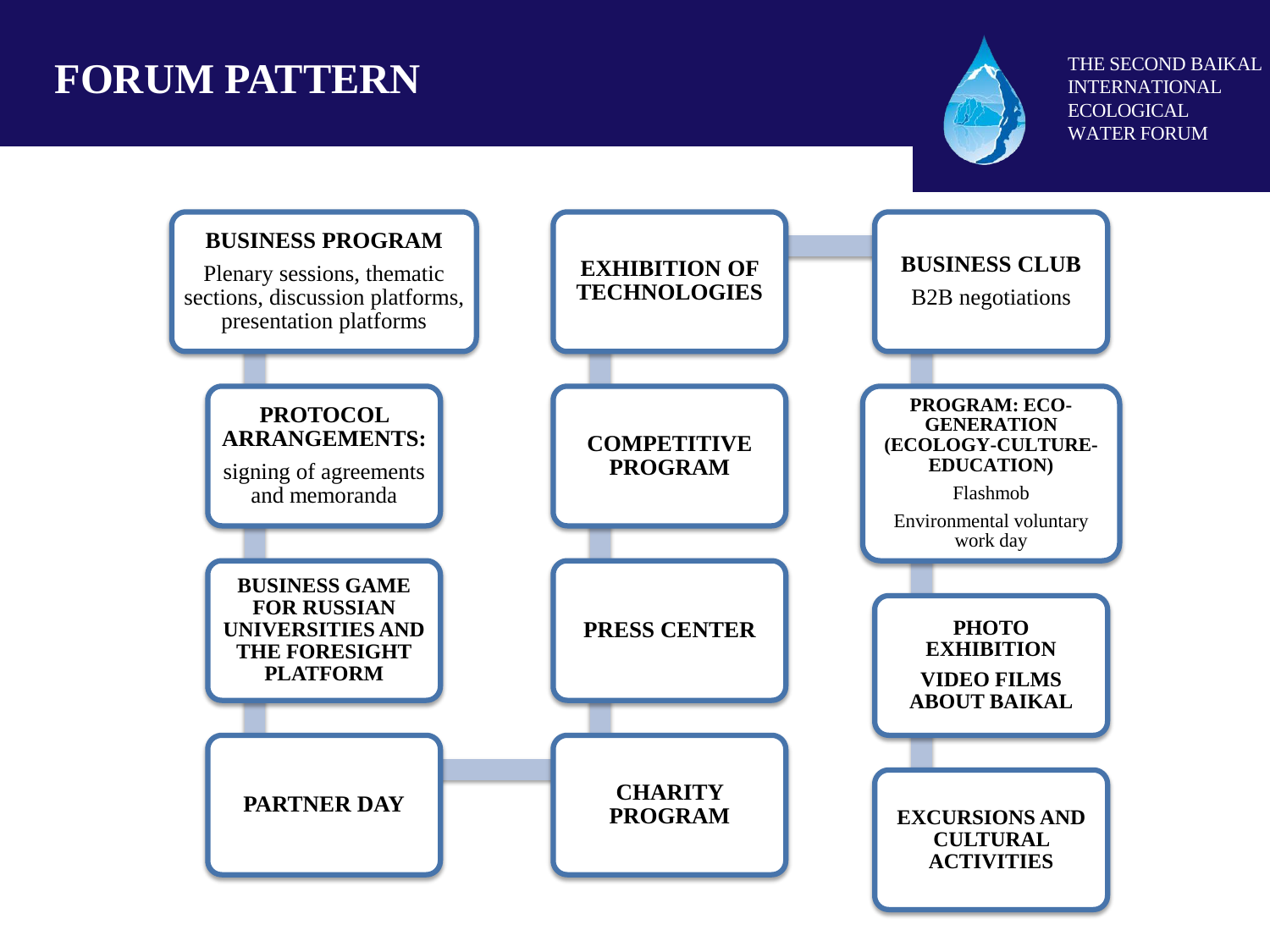# FORUM PATTERN

THE SECOND BAIKAL INTERNATIONAL ECOLOGICAL WATER FORUM

**BUSINESS PROGRAM**

Plenary sessions, thematic sections, discussion platforms, presentation platforms

**PROTOCOL ARRANGEMENTS:**

signing of agreements and memoranda

**BUSINESS GAME FOR RUSSIAN UNIVERSITIES AND THE FORESIGHT PLATFORM**

**PARTNER DAY**

**CHARITY PROGRAM**

**PRESS CENTER**

**COMPETITIVE PROGRAM**

**EXHIBITION OF TECHNOLOGIES**

**BUSINESS CLUB**

B2B negotiations

**PROGRAM: ECO-GENERATION (ECOLOGY-CULTURE-EDUCATION)**

Flashmob

Environmental voluntary work day

**PHOTO EXHIBITION**

**VIDEO FILMS ABOUT BAIKAL**

**EXCURSIONS AND CULTURAL ACTIVITIES**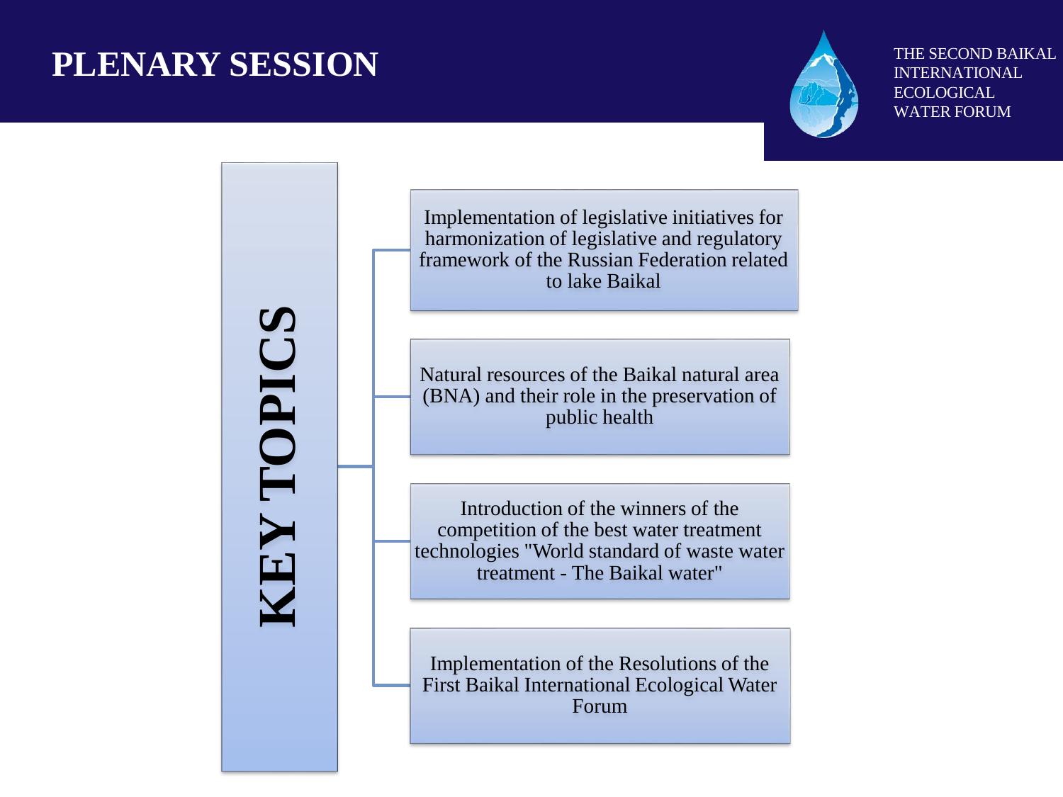# PLENARY SESSION

THE SECOND BAIKAL INTERNATIONAL ECOLOGICAL WATER FORUM

## KEY TOPICS

- Implementation of legislative initiatives for harmonization of legislative and regulatory framework of the Russian Federation related to lake Baikal
- Natural resources of the Baikal natural area (BNA) and their role in the preservation of public health
- Introduction of the winners of the competition of the best water treatment technologies "World standard of waste water treatment - The Baikal water"
- Implementation of the Resolutions of the First Baikal International Ecological Water Forum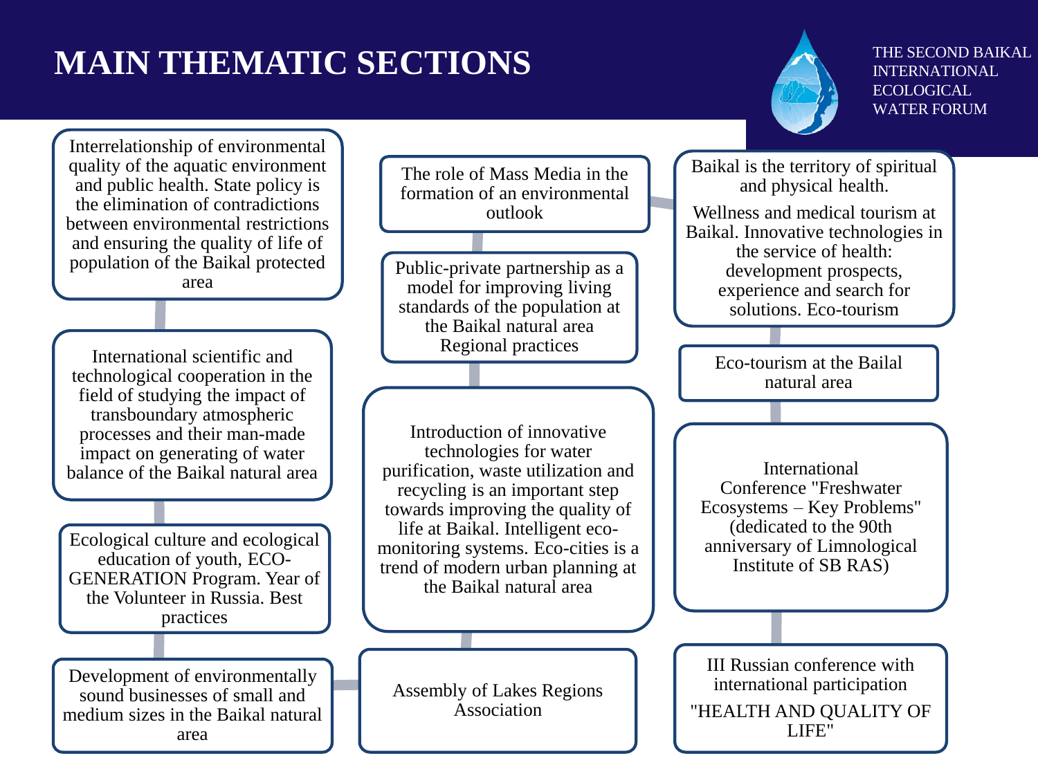# MAIN THEMATIC SECTIONS

THE SECOND BAIKAL INTERNATIONAL ECOLOGICAL WATER FORUM

- Interrelationship of environmental quality of the aquatic environment and public health. State policy is the elimination of contradictions between environmental restrictions and ensuring the quality of life of population of the Baikal protected area
- International scientific and technological cooperation in the field of studying the impact of transboundary atmospheric processes and their man-made impact on generating of water balance of the Baikal natural area
- Ecological culture and ecological education of youth, ECO-GENERATION Program. Year of the Volunteer in Russia. Best practices
- Development of environmentally sound businesses of small and medium sizes in the Baikal natural area
- The role of Mass Media in the formation of an environmental outlook
- Public-private partnership as a model for improving living standards of the population at the Baikal natural area Regional practices
- Introduction of innovative technologies for water purification, waste utilization and recycling is an important step towards improving the quality of life at Baikal. Intelligent eco-monitoring systems. Eco-cities is a trend of modern urban planning at the Baikal natural area
- Assembly of Lakes Regions Association
- Baikal is the territory of spiritual and physical health.

  Wellness and medical tourism at Baikal. Innovative technologies in the service of health: development prospects, experience and search for solutions. Eco-tourism
- Eco-tourism at the Bailal natural area
- International Conference "Freshwater Ecosystems – Key Problems" (dedicated to the 90th anniversary of Limnological Institute of SB RAS)
- III Russian conference with international participation

  "HEALTH AND QUALITY OF LIFE"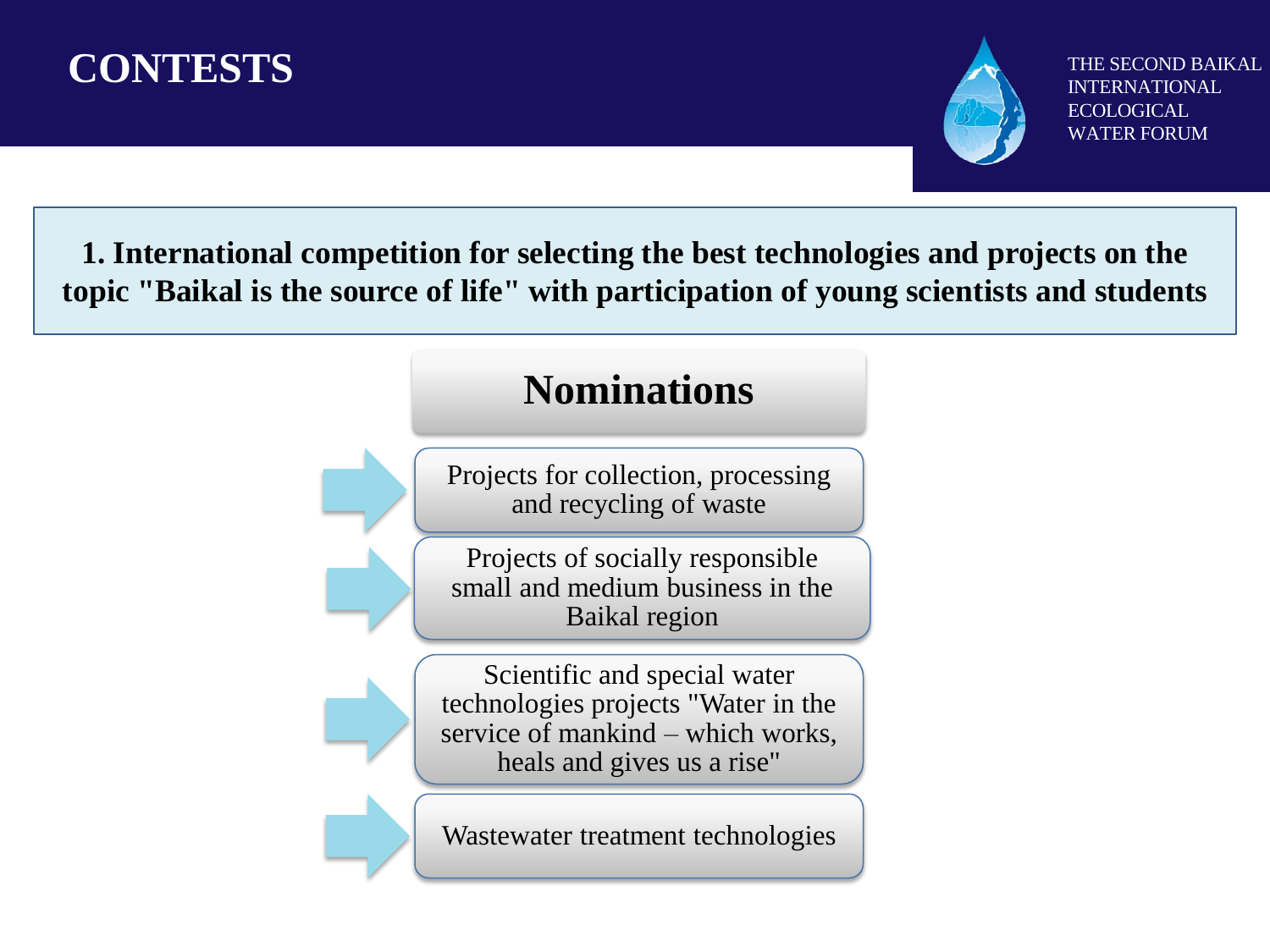# CONTESTS

THE SECOND BAIKAL INTERNATIONAL ECOLOGICAL WATER FORUM

**1. International competition for selecting the best technologies and projects on the topic "Baikal is the source of life" with participation of young scientists and students**

## Nominations

- Projects for collection, processing and recycling of waste
- Projects of socially responsible small and medium business in the Baikal region
- Scientific and special water technologies projects "Water in the service of mankind – which works, heals and gives us a rise"
- Wastewater treatment technologies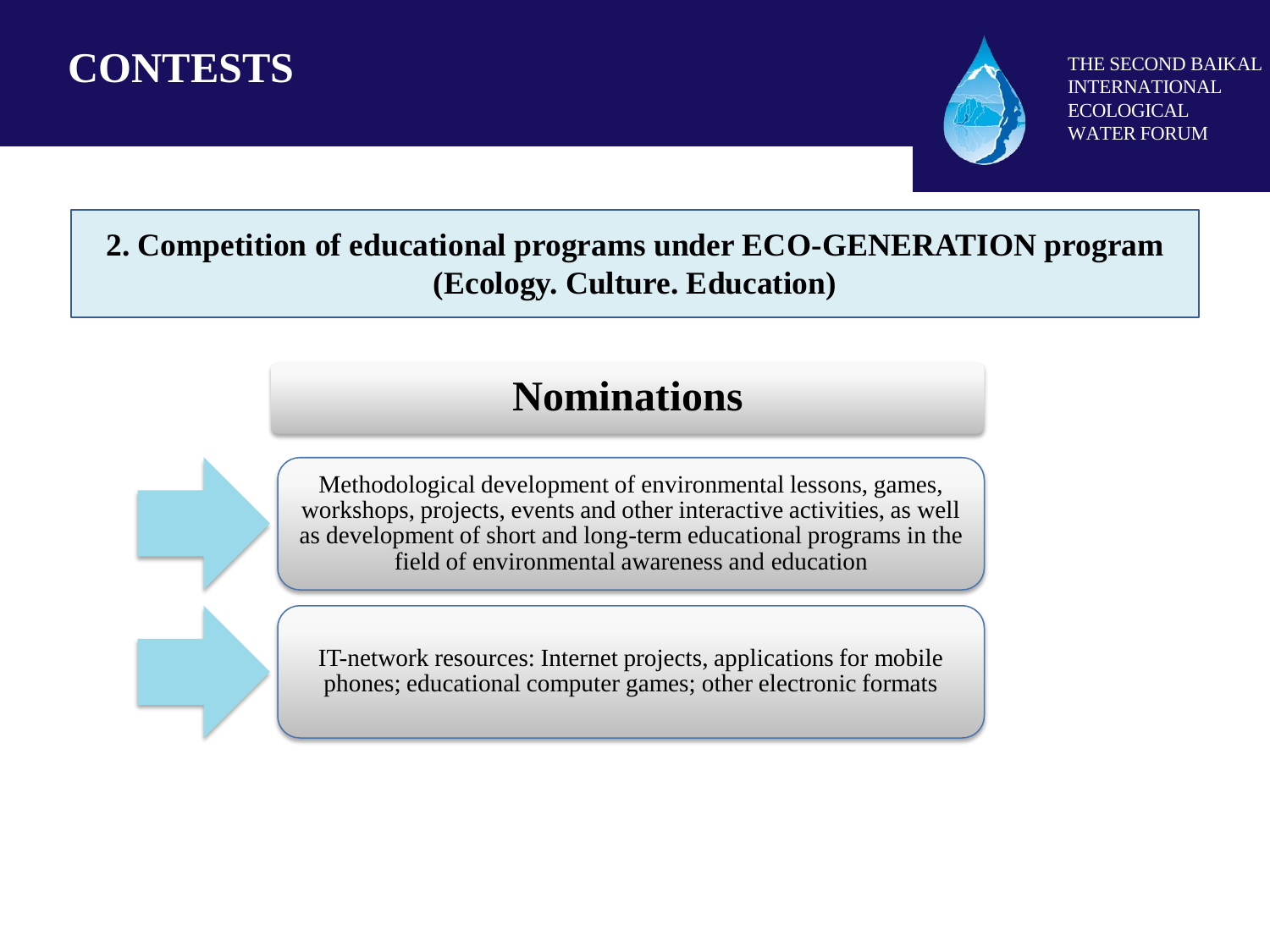# CONTESTS

THE SECOND BAIKAL INTERNATIONAL ECOLOGICAL WATER FORUM

**2. Competition of educational programs under ECO-GENERATION program (Ecology. Culture. Education)**

## Nominations

- Methodological development of environmental lessons, games, workshops, projects, events and other interactive activities, as well as development of short and long-term educational programs in the field of environmental awareness and education
- IT-network resources: Internet projects, applications for mobile phones; educational computer games; other electronic formats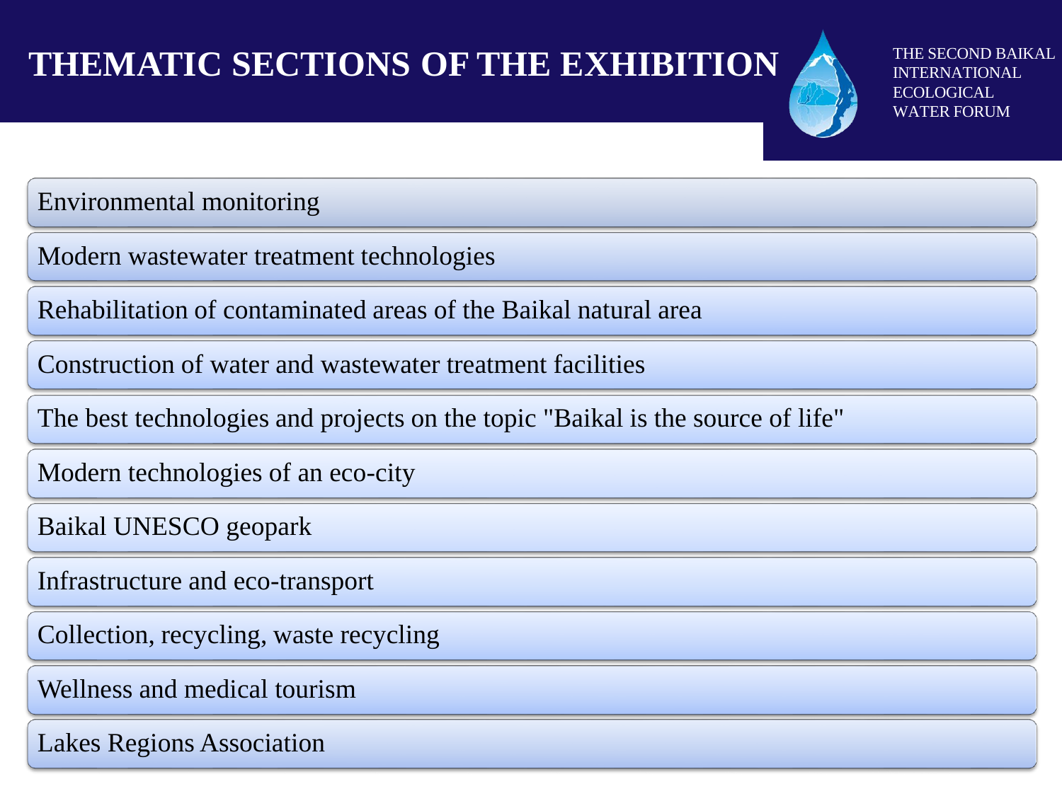# THEMATIC SECTIONS OF THE EXHIBITION

THE SECOND BAIKAL INTERNATIONAL ECOLOGICAL WATER FORUM

- Environmental monitoring
- Modern wastewater treatment technologies
- Rehabilitation of contaminated areas of the Baikal natural area
- Construction of water and wastewater treatment facilities
- The best technologies and projects on the topic "Baikal is the source of life"
- Modern technologies of an eco-city
- Baikal UNESCO geopark
- Infrastructure and eco-transport
- Collection, recycling, waste recycling
- Wellness and medical tourism
- Lakes Regions Association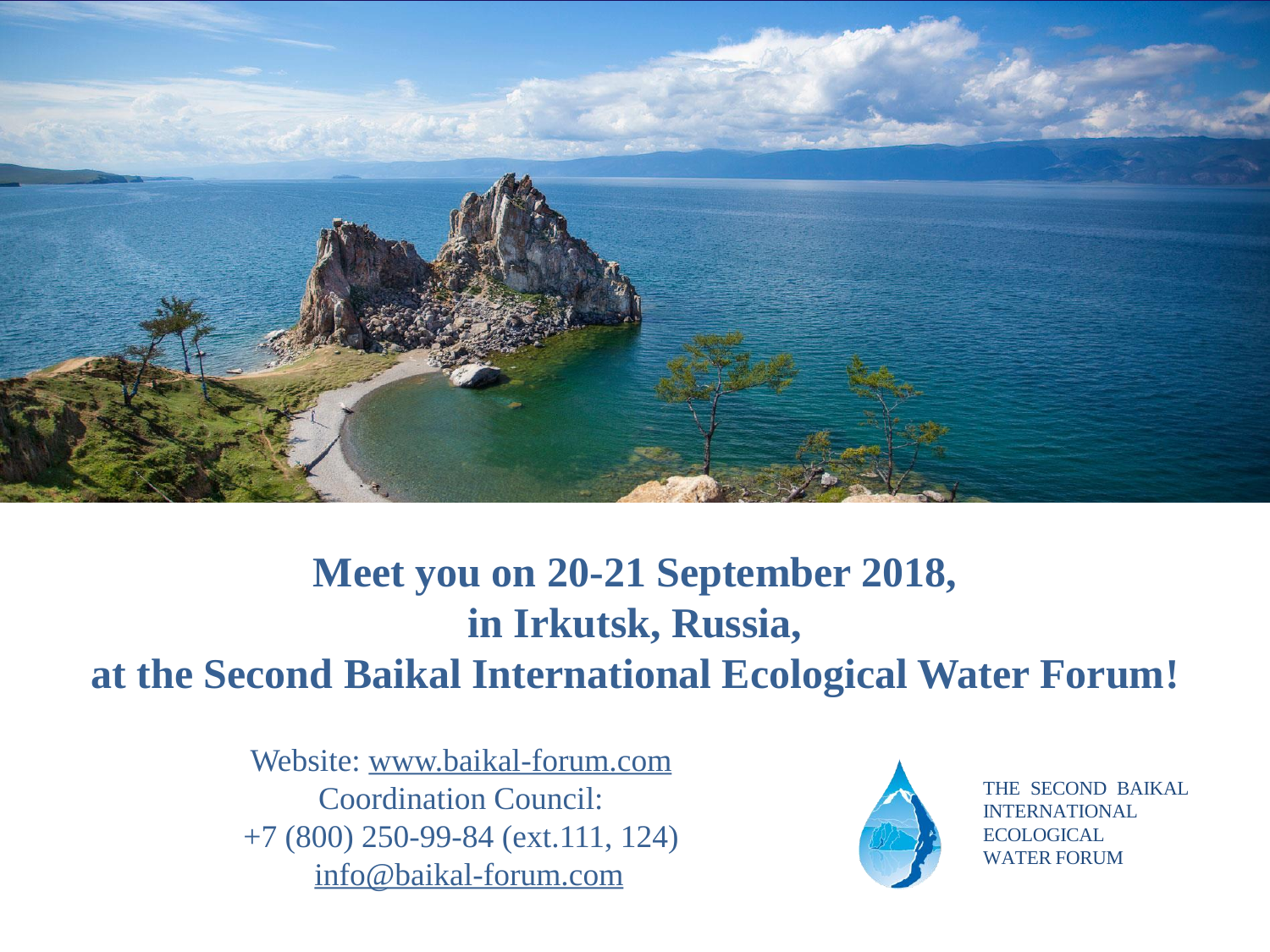**Meet you on 20-21 September 2018,**
**in Irkutsk, Russia,**
**at the Second Baikal International Ecological Water Forum!**

Website: www.baikal-forum.com
Coordination Council:
+7 (800) 250-99-84 (ext.111, 124)
info@baikal-forum.com

THE SECOND BAIKAL INTERNATIONAL ECOLOGICAL WATER FORUM